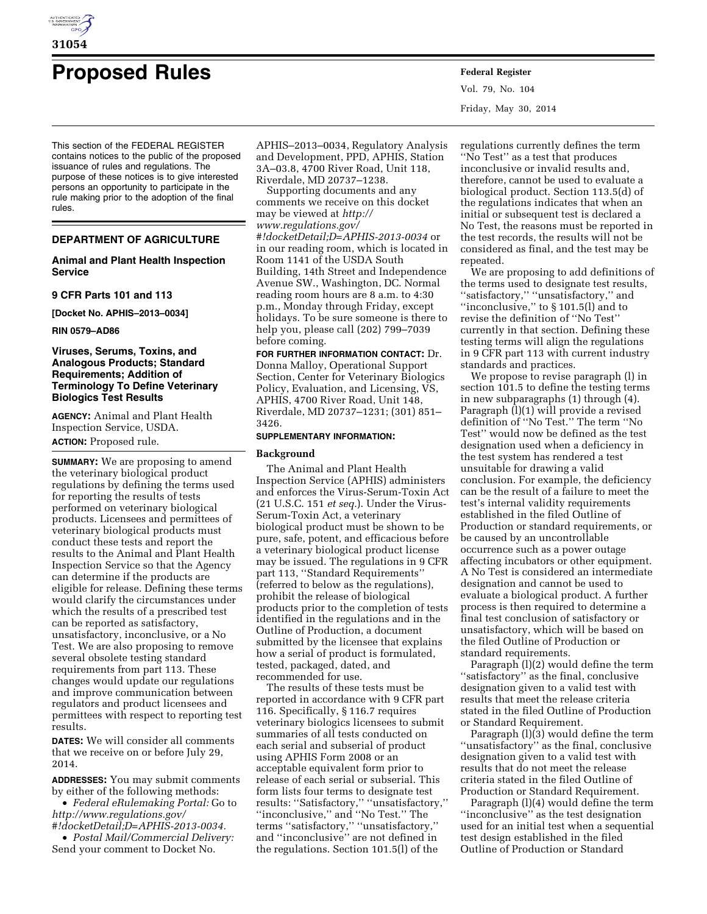# Proposed Rules

This section of the FEDERAL REGISTER contains notices to the public of the proposed issuance of rules and regulations. The purpose of these notices is to give interested persons an opportunity to participate in the rule making prior to the adoption of the final rules.

## DEPARTMENT OF AGRICULTURE

### Animal and Plant Health Inspection Service

### 9 CFR Parts 101 and 113

**[Docket No. APHIS–2013–0034]**

**RIN 0579–AD86**

### Viruses, Serums, Toxins, and Analogous Products; Standard Requirements; Addition of Terminology To Define Veterinary Biologics Test Results

**AGENCY:** Animal and Plant Health Inspection Service, USDA.

**ACTION:** Proposed rule.

**SUMMARY:** We are proposing to amend the veterinary biological product regulations by defining the terms used for reporting the results of tests performed on veterinary biological products. Licensees and permittees of veterinary biological products must conduct these tests and report the results to the Animal and Plant Health Inspection Service so that the Agency can determine if the products are eligible for release. Defining these terms would clarify the circumstances under which the results of a prescribed test can be reported as satisfactory, unsatisfactory, inconclusive, or a No Test. We are also proposing to remove several obsolete testing standard requirements from part 113. These changes would update our regulations and improve communication between regulators and product licensees and permittees with respect to reporting test results.

**DATES:** We will consider all comments that we receive on or before July 29, 2014.

**ADDRESSES:** You may submit comments by either of the following methods:

- *Federal eRulemaking Portal:* Go to *http://www.regulations.gov/#!docketDetail;D=APHIS-2013-0034.*
- *Postal Mail/Commercial Delivery:* Send your comment to Docket No. APHIS–2013–0034, Regulatory Analysis and Development, PPD, APHIS, Station 3A–03.8, 4700 River Road, Unit 118, Riverdale, MD 20737–1238.

Supporting documents and any comments we receive on this docket may be viewed at *http://www.regulations.gov/#!docketDetail;D=APHIS-2013-0034* or in our reading room, which is located in Room 1141 of the USDA South Building, 14th Street and Independence Avenue SW., Washington, DC. Normal reading room hours are 8 a.m. to 4:30 p.m., Monday through Friday, except holidays. To be sure someone is there to help you, please call (202) 799–7039 before coming.

**FOR FURTHER INFORMATION CONTACT:** Dr. Donna Malloy, Operational Support Section, Center for Veterinary Biologics Policy, Evaluation, and Licensing, VS, APHIS, 4700 River Road, Unit 148, Riverdale, MD 20737–1231; (301) 851–3426.

**SUPPLEMENTARY INFORMATION:**

#### Background

The Animal and Plant Health Inspection Service (APHIS) administers and enforces the Virus-Serum-Toxin Act (21 U.S.C. 151 *et seq.*). Under the Virus-Serum-Toxin Act, a veterinary biological product must be shown to be pure, safe, potent, and efficacious before a veterinary biological product license may be issued. The regulations in 9 CFR part 113, ''Standard Requirements'' (referred to below as the regulations), prohibit the release of biological products prior to the completion of tests identified in the regulations and in the Outline of Production, a document submitted by the licensee that explains how a serial of product is formulated, tested, packaged, dated, and recommended for use.

The results of these tests must be reported in accordance with 9 CFR part 116. Specifically, § 116.7 requires veterinary biologics licensees to submit summaries of all tests conducted on each serial and subserial of product using APHIS Form 2008 or an acceptable equivalent form prior to release of each serial or subserial. This form lists four terms to designate test results: ''Satisfactory,'' ''unsatisfactory,'' ''inconclusive,'' and ''No Test.'' The terms ''satisfactory,'' ''unsatisfactory,'' and ''inconclusive'' are not defined in the regulations. Section 101.5(l) of the regulations currently defines the term ''No Test'' as a test that produces inconclusive or invalid results and, therefore, cannot be used to evaluate a biological product. Section 113.5(d) of the regulations indicates that when an initial or subsequent test is declared a No Test, the reasons must be reported in the test records, the results will not be considered as final, and the test may be repeated.

We are proposing to add definitions of the terms used to designate test results, ''satisfactory,'' ''unsatisfactory,'' and ''inconclusive,'' to § 101.5(l) and to revise the definition of ''No Test'' currently in that section. Defining these testing terms will align the regulations in 9 CFR part 113 with current industry standards and practices.

We propose to revise paragraph (l) in section 101.5 to define the testing terms in new subparagraphs (1) through (4). Paragraph (l)(1) will provide a revised definition of ''No Test.'' The term ''No Test'' would now be defined as the test designation used when a deficiency in the test system has rendered a test unsuitable for drawing a valid conclusion. For example, the deficiency can be the result of a failure to meet the test's internal validity requirements established in the filed Outline of Production or standard requirements, or be caused by an uncontrollable occurrence such as a power outage affecting incubators or other equipment. A No Test is considered an intermediate designation and cannot be used to evaluate a biological product. A further process is then required to determine a final test conclusion of satisfactory or unsatisfactory, which will be based on the filed Outline of Production or standard requirements.

Paragraph (l)(2) would define the term ''satisfactory'' as the final, conclusive designation given to a valid test with results that meet the release criteria stated in the filed Outline of Production or Standard Requirement.

Paragraph (l)(3) would define the term ''unsatisfactory'' as the final, conclusive designation given to a valid test with results that do not meet the release criteria stated in the filed Outline of Production or Standard Requirement.

Paragraph (l)(4) would define the term ''inconclusive'' as the test designation used for an initial test when a sequential test design established in the filed Outline of Production or Standard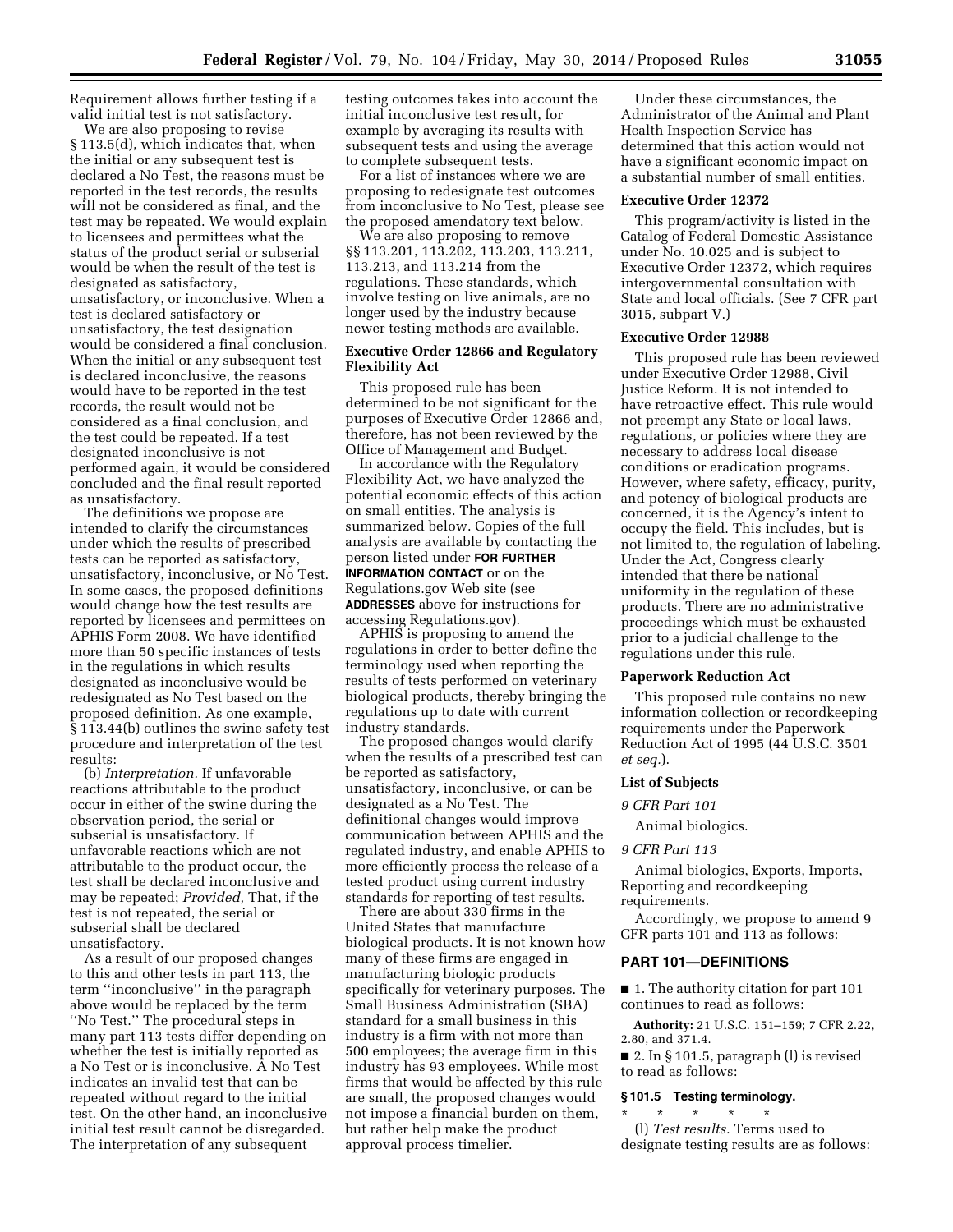Requirement allows further testing if a valid initial test is not satisfactory.

We are also proposing to revise § 113.5(d), which indicates that, when the initial or any subsequent test is declared a No Test, the reasons must be reported in the test records, the results will not be considered as final, and the test may be repeated. We would explain to licensees and permittees what the status of the product serial or subserial would be when the result of the test is designated as satisfactory, unsatisfactory, or inconclusive. When a test is declared satisfactory or unsatisfactory, the test designation would be considered a final conclusion. When the initial or any subsequent test is declared inconclusive, the reasons would have to be reported in the test records, the result would not be considered as a final conclusion, and the test could be repeated. If a test designated inconclusive is not performed again, it would be considered concluded and the final result reported as unsatisfactory.

The definitions we propose are intended to clarify the circumstances under which the results of prescribed tests can be reported as satisfactory, unsatisfactory, inconclusive, or No Test. In some cases, the proposed definitions would change how the test results are reported by licensees and permittees on APHIS Form 2008. We have identified more than 50 specific instances of tests in the regulations in which results designated as inconclusive would be redesignated as No Test based on the proposed definition. As one example, § 113.44(b) outlines the swine safety test procedure and interpretation of the test results:

(b) *Interpretation.* If unfavorable reactions attributable to the product occur in either of the swine during the observation period, the serial or subserial is unsatisfactory. If unfavorable reactions which are not attributable to the product occur, the test shall be declared inconclusive and may be repeated; *Provided,* That, if the test is not repeated, the serial or subserial shall be declared unsatisfactory.

As a result of our proposed changes to this and other tests in part 113, the term ''inconclusive'' in the paragraph above would be replaced by the term ''No Test.'' The procedural steps in many part 113 tests differ depending on whether the test is initially reported as a No Test or is inconclusive. A No Test indicates an invalid test that can be repeated without regard to the initial test. On the other hand, an inconclusive initial test result cannot be disregarded. The interpretation of any subsequent testing outcomes takes into account the initial inconclusive test result, for example by averaging its results with subsequent tests and using the average to complete subsequent tests.

For a list of instances where we are proposing to redesignate test outcomes from inconclusive to No Test, please see the proposed amendatory text below.

We are also proposing to remove §§ 113.201, 113.202, 113.203, 113.211, 113.213, and 113.214 from the regulations. These standards, which involve testing on live animals, are no longer used by the industry because newer testing methods are available.

### Executive Order 12866 and Regulatory Flexibility Act

This proposed rule has been determined to be not significant for the purposes of Executive Order 12866 and, therefore, has not been reviewed by the Office of Management and Budget.

In accordance with the Regulatory Flexibility Act, we have analyzed the potential economic effects of this action on small entities. The analysis is summarized below. Copies of the full analysis are available by contacting the person listed under **FOR FURTHER INFORMATION CONTACT** or on the Regulations.gov Web site (see **ADDRESSES** above for instructions for accessing Regulations.gov).

APHIS is proposing to amend the regulations in order to better define the terminology used when reporting the results of tests performed on veterinary biological products, thereby bringing the regulations up to date with current industry standards.

The proposed changes would clarify when the results of a prescribed test can be reported as satisfactory, unsatisfactory, inconclusive, or can be designated as a No Test. The definitional changes would improve communication between APHIS and the regulated industry, and enable APHIS to more efficiently process the release of a tested product using current industry standards for reporting of test results.

There are about 330 firms in the United States that manufacture biological products. It is not known how many of these firms are engaged in manufacturing biologic products specifically for veterinary purposes. The Small Business Administration (SBA) standard for a small business in this industry is a firm with not more than 500 employees; the average firm in this industry has 93 employees. While most firms that would be affected by this rule are small, the proposed changes would not impose a financial burden on them, but rather help make the product approval process timelier.

Under these circumstances, the Administrator of the Animal and Plant Health Inspection Service has determined that this action would not have a significant economic impact on a substantial number of small entities.

### Executive Order 12372

This program/activity is listed in the Catalog of Federal Domestic Assistance under No. 10.025 and is subject to Executive Order 12372, which requires intergovernmental consultation with State and local officials. (See 7 CFR part 3015, subpart V.)

### Executive Order 12988

This proposed rule has been reviewed under Executive Order 12988, Civil Justice Reform. It is not intended to have retroactive effect. This rule would not preempt any State or local laws, regulations, or policies where they are necessary to address local disease conditions or eradication programs. However, where safety, efficacy, purity, and potency of biological products are concerned, it is the Agency's intent to occupy the field. This includes, but is not limited to, the regulation of labeling. Under the Act, Congress clearly intended that there be national uniformity in the regulation of these products. There are no administrative proceedings which must be exhausted prior to a judicial challenge to the regulations under this rule.

### Paperwork Reduction Act

This proposed rule contains no new information collection or recordkeeping requirements under the Paperwork Reduction Act of 1995 (44 U.S.C. 3501 *et seq.*).

### List of Subjects

*9 CFR Part 101*

Animal biologics.

*9 CFR Part 113*

Animal biologics, Exports, Imports, Reporting and recordkeeping requirements.

Accordingly, we propose to amend 9 CFR parts 101 and 113 as follows:

## PART 101—DEFINITIONS

■ 1. The authority citation for part 101 continues to read as follows:

**Authority:** 21 U.S.C. 151–159; 7 CFR 2.22, 2.80, and 371.4.

■ 2. In § 101.5, paragraph (l) is revised to read as follows:

### § 101.5 Testing terminology.

\* \* \* \* \*

(l) *Test results.* Terms used to designate testing results are as follows: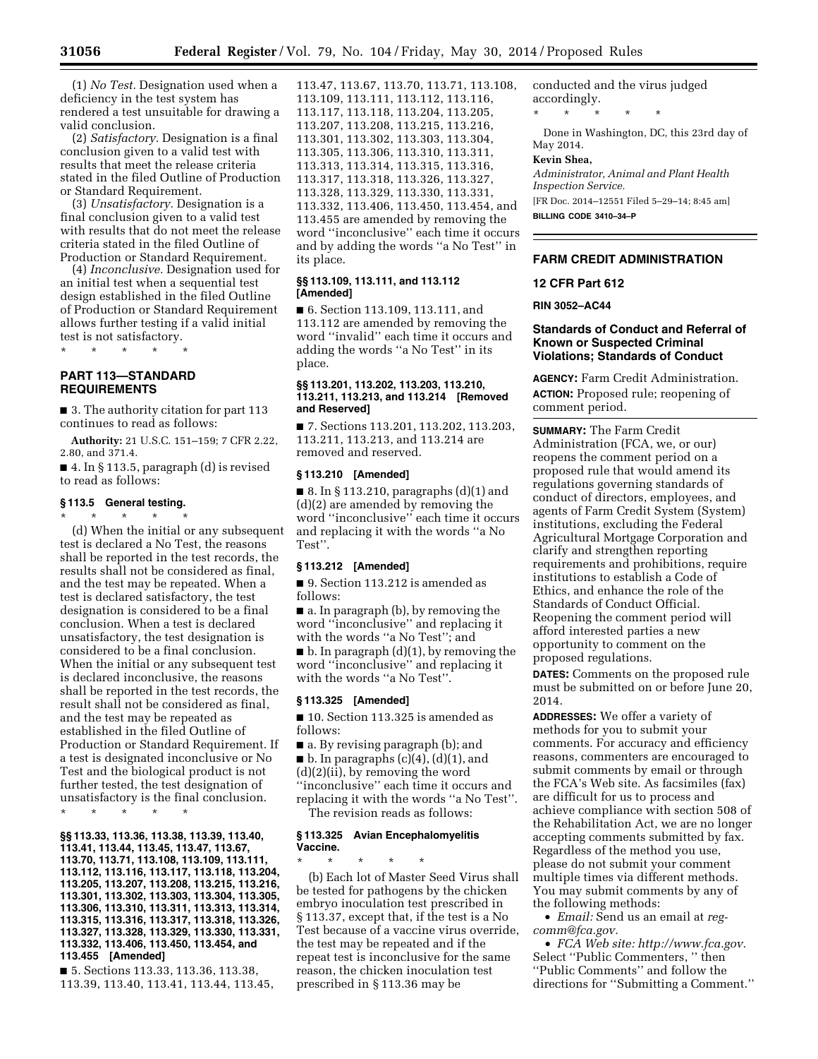(1) *No Test.* Designation used when a deficiency in the test system has rendered a test unsuitable for drawing a valid conclusion.

(2) *Satisfactory.* Designation is a final conclusion given to a valid test with results that meet the release criteria stated in the filed Outline of Production or Standard Requirement.

(3) *Unsatisfactory.* Designation is a final conclusion given to a valid test with results that do not meet the release criteria stated in the filed Outline of Production or Standard Requirement.

(4) *Inconclusive.* Designation used for an initial test when a sequential test design established in the filed Outline of Production or Standard Requirement allows further testing if a valid initial test is not satisfactory.

\* \* \* \* \*

## PART 113—STANDARD REQUIREMENTS

■ 3. The authority citation for part 113 continues to read as follows:

**Authority:** 21 U.S.C. 151–159; 7 CFR 2.22, 2.80, and 371.4.

■ 4. In § 113.5, paragraph (d) is revised to read as follows:

### § 113.5 General testing.

\* \* \* \* \*

(d) When the initial or any subsequent test is declared a No Test, the reasons shall be reported in the test records, the results shall not be considered as final, and the test may be repeated. When a test is declared satisfactory, the test designation is considered to be a final conclusion. When a test is declared unsatisfactory, the test designation is considered to be a final conclusion. When the initial or any subsequent test is declared inconclusive, the reasons shall be reported in the test records, the result shall not be considered as final, and the test may be repeated as established in the filed Outline of Production or Standard Requirement. If a test is designated inconclusive or No Test and the biological product is not further tested, the test designation of unsatisfactory is the final conclusion.

\* \* \* \* \*

### §§ 113.33, 113.36, 113.38, 113.39, 113.40, 113.41, 113.44, 113.45, 113.47, 113.67, 113.70, 113.71, 113.108, 113.109, 113.111, 113.112, 113.116, 113.117, 113.118, 113.204, 113.205, 113.207, 113.208, 113.215, 113.216, 113.301, 113.302, 113.303, 113.304, 113.305, 113.306, 113.310, 113.311, 113.313, 113.314, 113.315, 113.316, 113.317, 113.318, 113.326, 113.327, 113.328, 113.329, 113.330, 113.331, 113.332, 113.406, 113.450, 113.454, and 113.455 [Amended]

■ 5. Sections 113.33, 113.36, 113.38, 113.39, 113.40, 113.41, 113.44, 113.45, 113.47, 113.67, 113.70, 113.71, 113.108, 113.109, 113.111, 113.112, 113.116, 113.117, 113.118, 113.204, 113.205, 113.207, 113.208, 113.215, 113.216, 113.301, 113.302, 113.303, 113.304, 113.305, 113.306, 113.310, 113.311, 113.313, 113.314, 113.315, 113.316, 113.317, 113.318, 113.326, 113.327, 113.328, 113.329, 113.330, 113.331, 113.332, 113.406, 113.450, 113.454, and 113.455 are amended by removing the word ''inconclusive'' each time it occurs and by adding the words ''a No Test'' in its place.

### §§ 113.109, 113.111, and 113.112 [Amended]

■ 6. Section 113.109, 113.111, and 113.112 are amended by removing the word ''invalid'' each time it occurs and adding the words ''a No Test'' in its place.

### §§ 113.201, 113.202, 113.203, 113.210, 113.211, 113.213, and 113.214 [Removed and Reserved]

■ 7. Sections 113.201, 113.202, 113.203, 113.211, 113.213, and 113.214 are removed and reserved.

### § 113.210 [Amended]

■ 8. In § 113.210, paragraphs (d)(1) and (d)(2) are amended by removing the word ''inconclusive'' each time it occurs and replacing it with the words ''a No Test''.

### § 113.212 [Amended]

■ 9. Section 113.212 is amended as follows:

■ a. In paragraph (b), by removing the word ''inconclusive'' and replacing it with the words ''a No Test''; and

■ b. In paragraph (d)(1), by removing the word ''inconclusive'' and replacing it with the words ''a No Test''.

### § 113.325 [Amended]

■ 10. Section 113.325 is amended as follows:

■ a. By revising paragraph (b); and

■ b. In paragraphs (c)(4), (d)(1), and (d)(2)(ii), by removing the word ''inconclusive'' each time it occurs and replacing it with the words ''a No Test''.

The revision reads as follows:

### § 113.325 Avian Encephalomyelitis Vaccine.

\* \* \* \* \*

(b) Each lot of Master Seed Virus shall be tested for pathogens by the chicken embryo inoculation test prescribed in § 113.37, except that, if the test is a No Test because of a vaccine virus override, the test may be repeated and if the repeat test is inconclusive for the same reason, the chicken inoculation test prescribed in § 113.36 may be conducted and the virus judged accordingly.

\* \* \* \* \*

Done in Washington, DC, this 23rd day of May 2014.

**Kevin Shea,**

*Administrator, Animal and Plant Health Inspection Service.*

[FR Doc. 2014–12551 Filed 5–29–14; 8:45 am]

**BILLING CODE 3410–34–P**

---

## FARM CREDIT ADMINISTRATION

## 12 CFR Part 612

**RIN 3052–AC44**

## Standards of Conduct and Referral of Known or Suspected Criminal Violations; Standards of Conduct

**AGENCY:** Farm Credit Administration.

**ACTION:** Proposed rule; reopening of comment period.

**SUMMARY:** The Farm Credit Administration (FCA, we, or our) reopens the comment period on a proposed rule that would amend its regulations governing standards of conduct of directors, employees, and agents of Farm Credit System (System) institutions, excluding the Federal Agricultural Mortgage Corporation and clarify and strengthen reporting requirements and prohibitions, require institutions to establish a Code of Ethics, and enhance the role of the Standards of Conduct Official. Reopening the comment period will afford interested parties a new opportunity to comment on the proposed regulations.

**DATES:** Comments on the proposed rule must be submitted on or before June 20, 2014.

**ADDRESSES:** We offer a variety of methods for you to submit your comments. For accuracy and efficiency reasons, commenters are encouraged to submit comments by email or through the FCA's Web site. As facsimiles (fax) are difficult for us to process and achieve compliance with section 508 of the Rehabilitation Act, we are no longer accepting comments submitted by fax. Regardless of the method you use, please do not submit your comment multiple times via different methods. You may submit comments by any of the following methods:

- *Email:* Send us an email at *reg-comm@fca.gov.*
- *FCA Web site: http://www.fca.gov.* Select ''Public Commenters, '' then ''Public Comments'' and follow the directions for ''Submitting a Comment.''